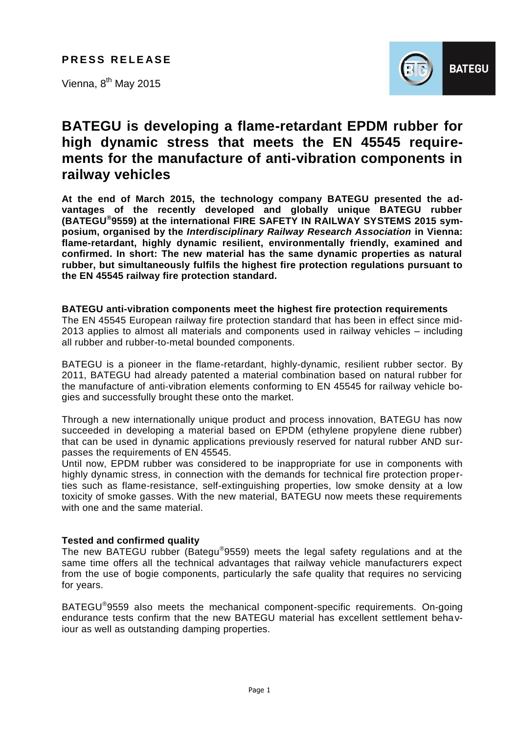**PRESS RELEASE**

Vienna, 8th May 2015

BATEGU

# BATEGU is developing a flame-retardant EPDM rubber for high dynamic stress that meets the EN 45545 requirements for the manufacture of anti-vibration components in railway vehicles

**At the end of March 2015, the technology company BATEGU presented the advantages of the recently developed and globally unique BATEGU rubber (BATEGU®9559) at the international FIRE SAFETY IN RAILWAY SYSTEMS 2015 symposium, organised by the *Interdisciplinary Railway Research Association* in Vienna: flame-retardant, highly dynamic resilient, environmentally friendly, examined and confirmed. In short: The new material has the same dynamic properties as natural rubber, but simultaneously fulfils the highest fire protection regulations pursuant to the EN 45545 railway fire protection standard.**

**BATEGU anti-vibration components meet the highest fire protection requirements**

The EN 45545 European railway fire protection standard that has been in effect since mid-2013 applies to almost all materials and components used in railway vehicles – including all rubber and rubber-to-metal bounded components.

BATEGU is a pioneer in the flame-retardant, highly-dynamic, resilient rubber sector. By 2011, BATEGU had already patented a material combination based on natural rubber for the manufacture of anti-vibration elements conforming to EN 45545 for railway vehicle bogies and successfully brought these onto the market.

Through a new internationally unique product and process innovation, BATEGU has now succeeded in developing a material based on EPDM (ethylene propylene diene rubber) that can be used in dynamic applications previously reserved for natural rubber AND surpasses the requirements of EN 45545.

Until now, EPDM rubber was considered to be inappropriate for use in components with highly dynamic stress, in connection with the demands for technical fire protection properties such as flame-resistance, self-extinguishing properties, low smoke density at a low toxicity of smoke gasses. With the new material, BATEGU now meets these requirements with one and the same material.

**Tested and confirmed quality**

The new BATEGU rubber (Bategu®9559) meets the legal safety regulations and at the same time offers all the technical advantages that railway vehicle manufacturers expect from the use of bogie components, particularly the safe quality that requires no servicing for years.

BATEGU®9559 also meets the mechanical component-specific requirements. On-going endurance tests confirm that the new BATEGU material has excellent settlement behaviour as well as outstanding damping properties.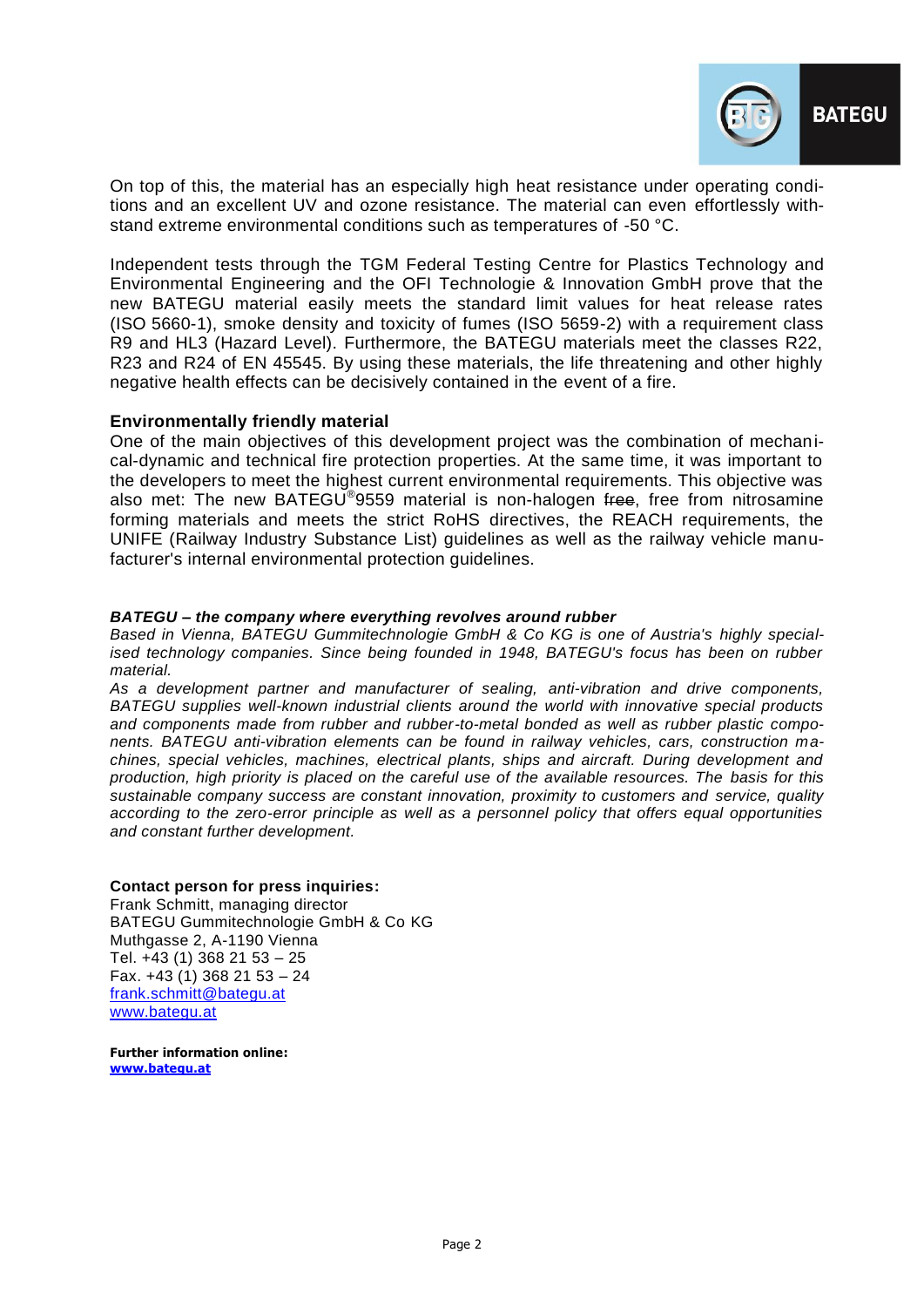On top of this, the material has an especially high heat resistance under operating conditions and an excellent UV and ozone resistance. The material can even effortlessly withstand extreme environmental conditions such as temperatures of -50 °C.

Independent tests through the TGM Federal Testing Centre for Plastics Technology and Environmental Engineering and the OFI Technologie & Innovation GmbH prove that the new BATEGU material easily meets the standard limit values for heat release rates (ISO 5660-1), smoke density and toxicity of fumes (ISO 5659-2) with a requirement class R9 and HL3 (Hazard Level). Furthermore, the BATEGU materials meet the classes R22, R23 and R24 of EN 45545. By using these materials, the life threatening and other highly negative health effects can be decisively contained in the event of a fire.

**Environmentally friendly material**
One of the main objectives of this development project was the combination of mechanical-dynamic and technical fire protection properties. At the same time, it was important to the developers to meet the highest current environmental requirements. This objective was also met: The new BATEGU®9559 material is non-halogen ~~free~~, free from nitrosamine forming materials and meets the strict RoHS directives, the REACH requirements, the UNIFE (Railway Industry Substance List) guidelines as well as the railway vehicle manufacturer's internal environmental protection guidelines.

***BATEGU – the company where everything revolves around rubber***
*Based in Vienna, BATEGU Gummitechnologie GmbH & Co KG is one of Austria's highly specialised technology companies. Since being founded in 1948, BATEGU's focus has been on rubber material.*
*As a development partner and manufacturer of sealing, anti-vibration and drive components, BATEGU supplies well-known industrial clients around the world with innovative special products and components made from rubber and rubber-to-metal bonded as well as rubber plastic components. BATEGU anti-vibration elements can be found in railway vehicles, cars, construction machines, special vehicles, machines, electrical plants, ships and aircraft. During development and production, high priority is placed on the careful use of the available resources. The basis for this sustainable company success are constant innovation, proximity to customers and service, quality according to the zero-error principle as well as a personnel policy that offers equal opportunities and constant further development.*

**Contact person for press inquiries:**
Frank Schmitt, managing director
BATEGU Gummitechnologie GmbH & Co KG
Muthgasse 2, A-1190 Vienna
Tel. +43 (1) 368 21 53 – 25
Fax. +43 (1) 368 21 53 – 24
frank.schmitt@bategu.at
www.bategu.at

**Further information online:**
**www.bategu.at**